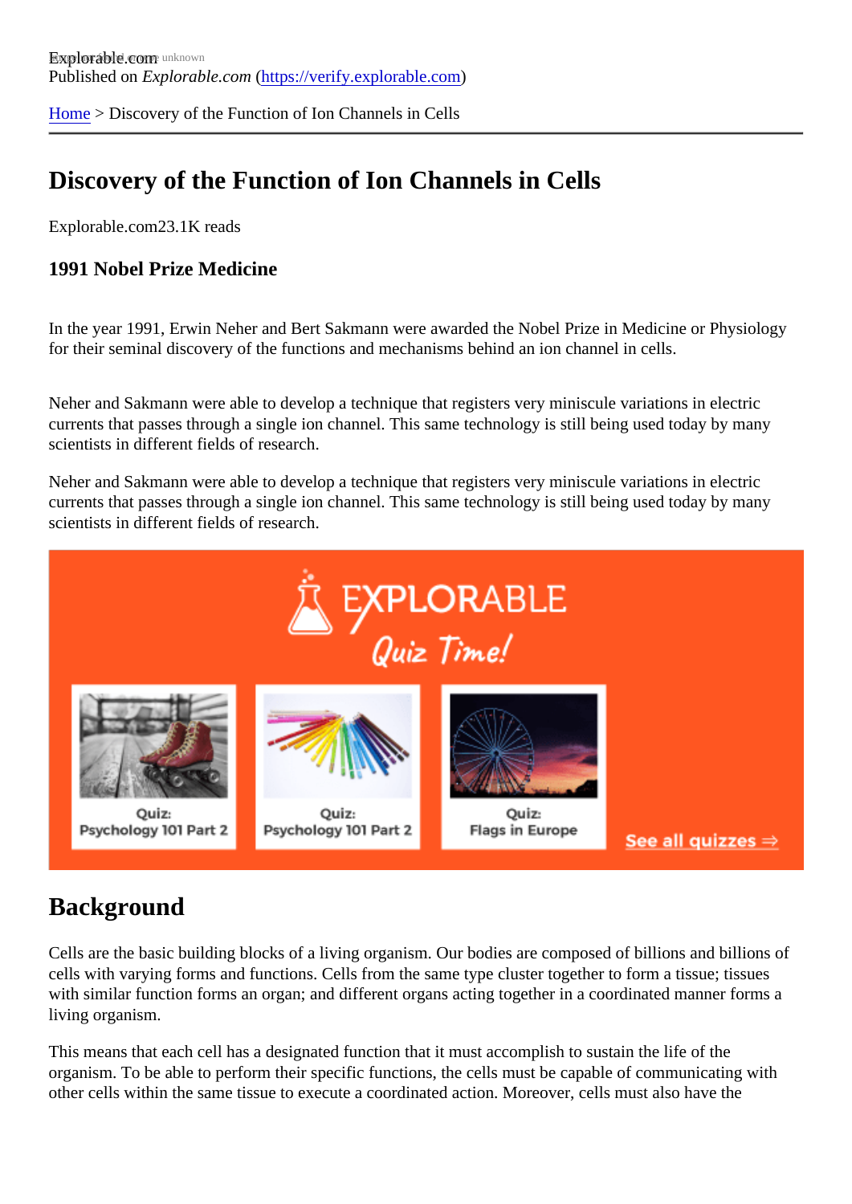Explorable.com
Published on *Explorable.com* (https://verify.explorable.com)

Home > Discovery of the Function of Ion Channels in Cells

# Discovery of the Function of Ion Channels in Cells

Explorable.com23.1K reads

### 1991 Nobel Prize Medicine

In the year 1991, Erwin Neher and Bert Sakmann were awarded the Nobel Prize in Medicine or Physiology for their seminal discovery of the functions and mechanisms behind an ion channel in cells.

Neher and Sakmann were able to develop a technique that registers very miniscule variations in electric currents that passes through a single ion channel. This same technology is still being used today by many scientists in different fields of research.

Neher and Sakmann were able to develop a technique that registers very miniscule variations in electric currents that passes through a single ion channel. This same technology is still being used today by many scientists in different fields of research.

## Background

Cells are the basic building blocks of a living organism. Our bodies are composed of billions and billions of cells with varying forms and functions. Cells from the same type cluster together to form a tissue; tissues with similar function forms an organ; and different organs acting together in a coordinated manner forms a living organism.

This means that each cell has a designated function that it must accomplish to sustain the life of the organism. To be able to perform their specific functions, the cells must be capable of communicating with other cells within the same tissue to execute a coordinated action. Moreover, cells must also have the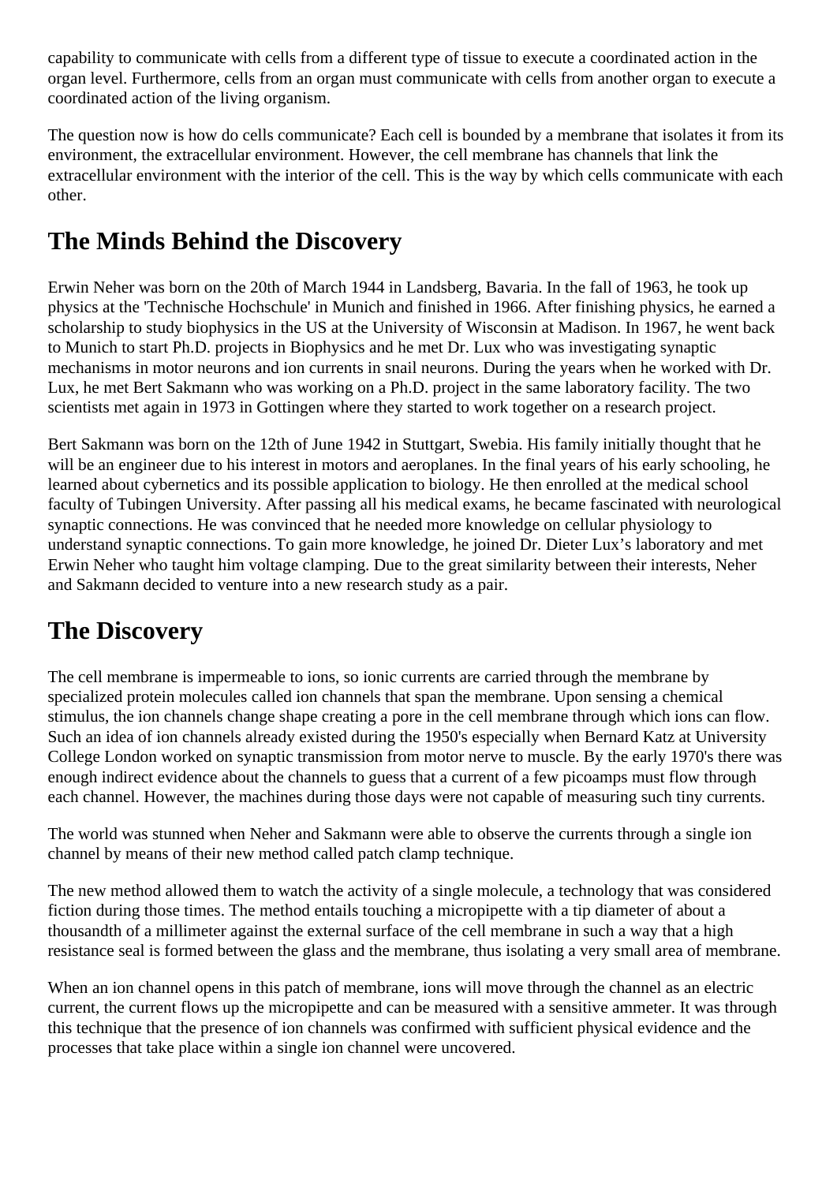capability to communicate with cells from a different type of tissue to execute a coordinated action in the organ level. Furthermore, cells from an organ must communicate with cells from another organ to execute a coordinated action of the living organism.

The question now is how do cells communicate? Each cell is bounded by a membrane that isolates it from its environment, the extracellular environment. However, the cell membrane has channels that link the extracellular environment with the interior of the cell. This is the way by which cells communicate with each other.

## The Minds Behind the Discovery

Erwin Neher was born on the 20th of March 1944 in Landsberg, Bavaria. In the fall of 1963, he took up physics at the 'Technische Hochschule' in Munich and finished in 1966. After finishing physics, he earned a scholarship to study biophysics in the US at the University of Wisconsin at Madison. In 1967, he went back to Munich to start Ph.D. projects in Biophysics and he met Dr. Lux who was investigating synaptic mechanisms in motor neurons and ion currents in snail neurons. During the years when he worked with Dr. Lux, he met Bert Sakmann who was working on a Ph.D. project in the same laboratory facility. The two scientists met again in 1973 in Gottingen where they started to work together on a research project.

Bert Sakmann was born on the 12th of June 1942 in Stuttgart, Swebia. His family initially thought that he will be an engineer due to his interest in motors and aeroplanes. In the final years of his early schooling, he learned about cybernetics and its possible application to biology. He then enrolled at the medical school faculty of Tubingen University. After passing all his medical exams, he became fascinated with neurological synaptic connections. He was convinced that he needed more knowledge on cellular physiology to understand synaptic connections. To gain more knowledge, he joined Dr. Dieter Lux's laboratory and met Erwin Neher who taught him voltage clamping. Due to the great similarity between their interests, Neher and Sakmann decided to venture into a new research study as a pair.

## The Discovery

The cell membrane is impermeable to ions, so ionic currents are carried through the membrane by specialized protein molecules called ion channels that span the membrane. Upon sensing a chemical stimulus, the ion channels change shape creating a pore in the cell membrane through which ions can flow. Such an idea of ion channels already existed during the 1950's especially when Bernard Katz at University College London worked on synaptic transmission from motor nerve to muscle. By the early 1970's there was enough indirect evidence about the channels to guess that a current of a few picoamps must flow through each channel. However, the machines during those days were not capable of measuring such tiny currents.

The world was stunned when Neher and Sakmann were able to observe the currents through a single ion channel by means of their new method called patch clamp technique.

The new method allowed them to watch the activity of a single molecule, a technology that was considered fiction during those times. The method entails touching a micropipette with a tip diameter of about a thousandth of a millimeter against the external surface of the cell membrane in such a way that a high resistance seal is formed between the glass and the membrane, thus isolating a very small area of membrane.

When an ion channel opens in this patch of membrane, ions will move through the channel as an electric current, the current flows up the micropipette and can be measured with a sensitive ammeter. It was through this technique that the presence of ion channels was confirmed with sufficient physical evidence and the processes that take place within a single ion channel were uncovered.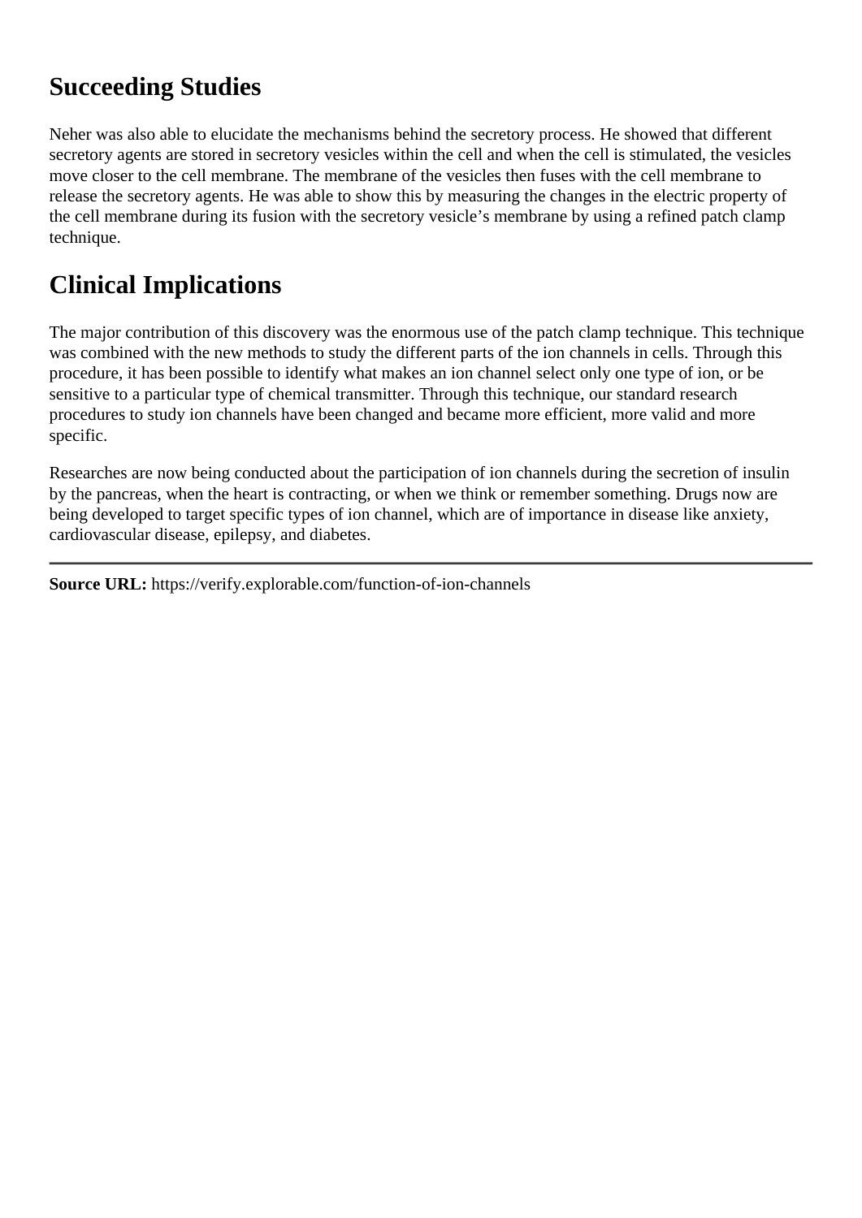## Succeeding Studies

Neher was also able to elucidate the mechanisms behind the secretory process. He showed that different secretory agents are stored in secretory vesicles within the cell and when the cell is stimulated, the vesicles move closer to the cell membrane. The membrane of the vesicles then fuses with the cell membrane to release the secretory agents. He was able to show this by measuring the changes in the electric property of the cell membrane during its fusion with the secretory vesicle's membrane by using a refined patch clamp technique.

## Clinical Implications

The major contribution of this discovery was the enormous use of the patch clamp technique. This technique was combined with the new methods to study the different parts of the ion channels in cells. Through this procedure, it has been possible to identify what makes an ion channel select only one type of ion, or be sensitive to a particular type of chemical transmitter. Through this technique, our standard research procedures to study ion channels have been changed and became more efficient, more valid and more specific.

Researches are now being conducted about the participation of ion channels during the secretion of insulin by the pancreas, when the heart is contracting, or when we think or remember something. Drugs now are being developed to target specific types of ion channel, which are of importance in disease like anxiety, cardiovascular disease, epilepsy, and diabetes.

---

**Source URL:** https://verify.explorable.com/function-of-ion-channels